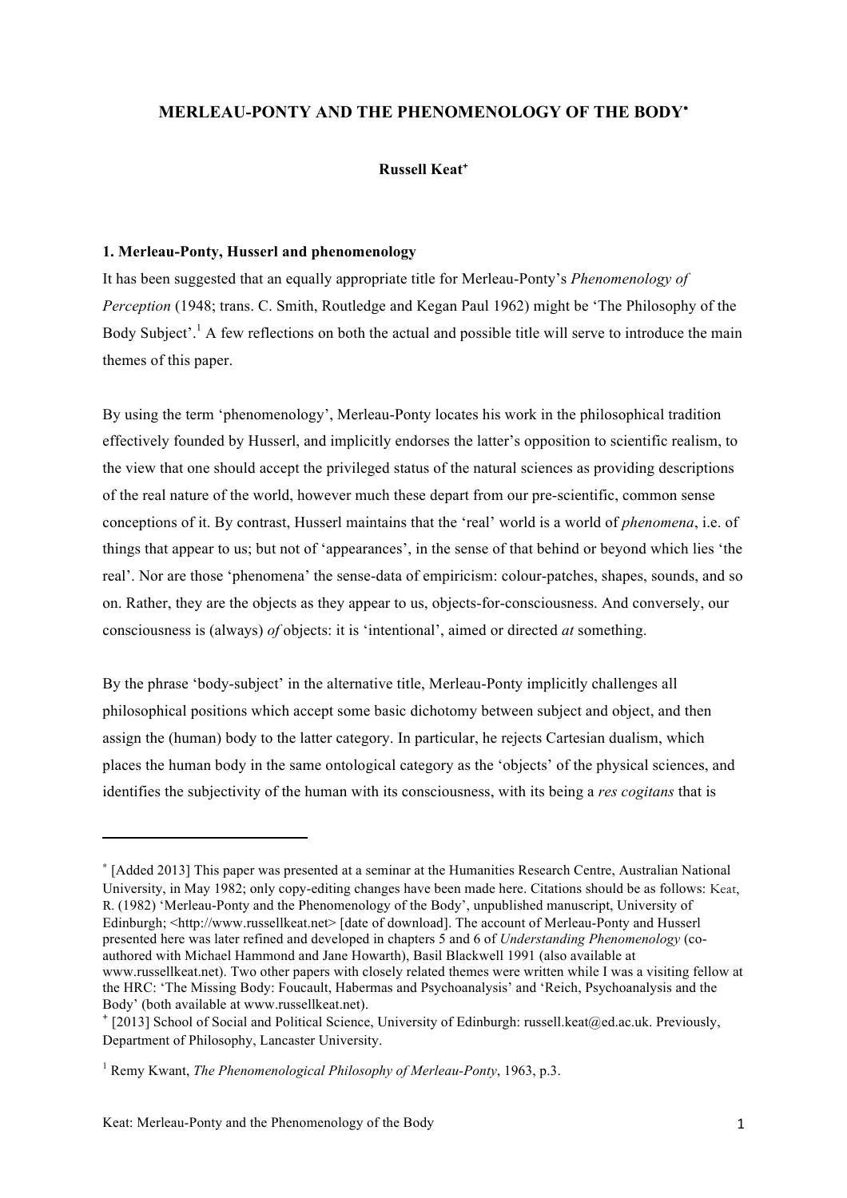# MERLEAU-PONTY AND THE PHENOMENOLOGY OF THE BODY[*]

**Russell Keat[+]**

## 1. Merleau-Ponty, Husserl and phenomenology

It has been suggested that an equally appropriate title for Merleau-Ponty's *Phenomenology of Perception* (1948; trans. C. Smith, Routledge and Kegan Paul 1962) might be 'The Philosophy of the Body Subject'.[1] A few reflections on both the actual and possible title will serve to introduce the main themes of this paper.

By using the term 'phenomenology', Merleau-Ponty locates his work in the philosophical tradition effectively founded by Husserl, and implicitly endorses the latter's opposition to scientific realism, to the view that one should accept the privileged status of the natural sciences as providing descriptions of the real nature of the world, however much these depart from our pre-scientific, common sense conceptions of it. By contrast, Husserl maintains that the 'real' world is a world of *phenomena*, i.e. of things that appear to us; but not of 'appearances', in the sense of that behind or beyond which lies 'the real'. Nor are those 'phenomena' the sense-data of empiricism: colour-patches, shapes, sounds, and so on. Rather, they are the objects as they appear to us, objects-for-consciousness. And conversely, our consciousness is (always) *of* objects: it is 'intentional', aimed or directed *at* something.

By the phrase 'body-subject' in the alternative title, Merleau-Ponty implicitly challenges all philosophical positions which accept some basic dichotomy between subject and object, and then assign the (human) body to the latter category. In particular, he rejects Cartesian dualism, which places the human body in the same ontological category as the 'objects' of the physical sciences, and identifies the subjectivity of the human with its consciousness, with its being a *res cogitans* that is

---

[*] [Added 2013] This paper was presented at a seminar at the Humanities Research Centre, Australian National University, in May 1982; only copy-editing changes have been made here. Citations should be as follows: Keat, R. (1982) 'Merleau-Ponty and the Phenomenology of the Body', unpublished manuscript, University of Edinburgh; <http://www.russellkeat.net> [date of download]. The account of Merleau-Ponty and Husserl presented here was later refined and developed in chapters 5 and 6 of *Understanding Phenomenology* (co-authored with Michael Hammond and Jane Howarth), Basil Blackwell 1991 (also available at www.russellkeat.net). Two other papers with closely related themes were written while I was a visiting fellow at the HRC: 'The Missing Body: Foucault, Habermas and Psychoanalysis' and 'Reich, Psychoanalysis and the Body' (both available at www.russellkeat.net).

[+] [2013] School of Social and Political Science, University of Edinburgh: russell.keat@ed.ac.uk. Previously, Department of Philosophy, Lancaster University.

[1] Remy Kwant, *The Phenomenological Philosophy of Merleau-Ponty*, 1963, p.3.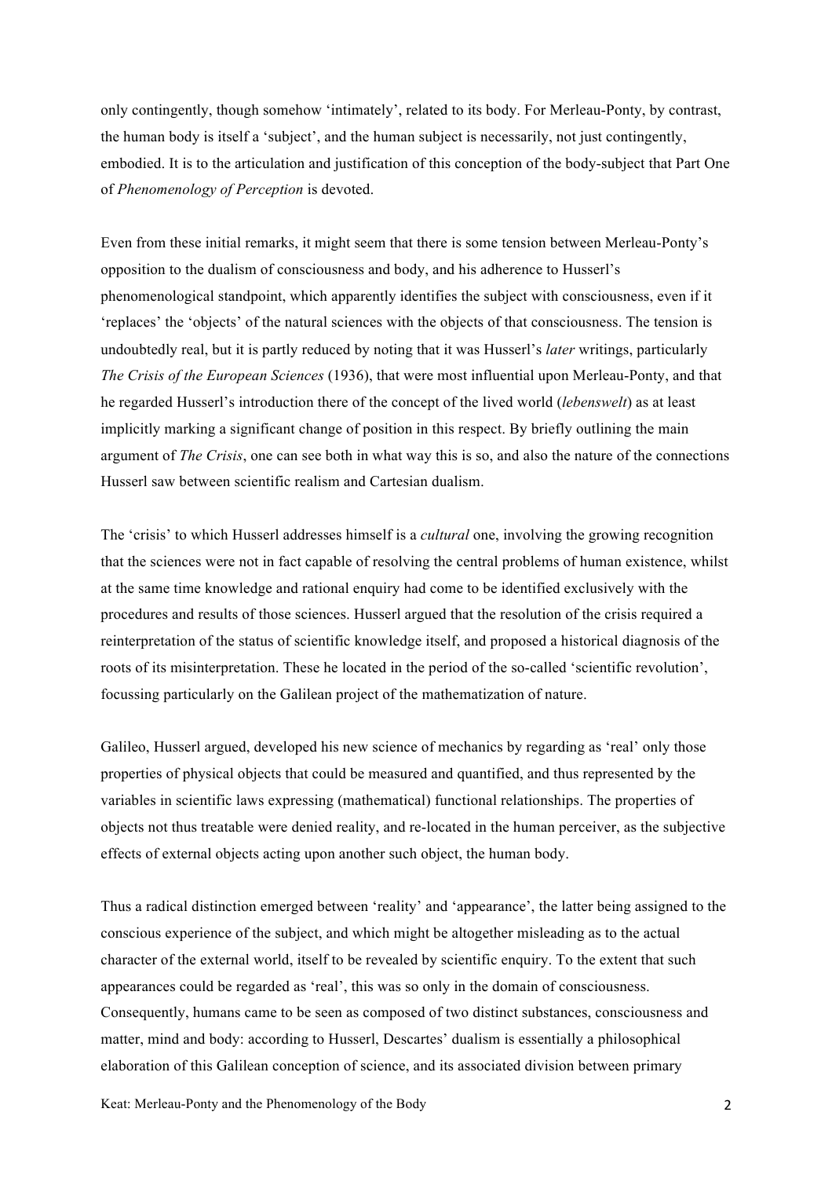only contingently, though somehow 'intimately', related to its body. For Merleau-Ponty, by contrast, the human body is itself a 'subject', and the human subject is necessarily, not just contingently, embodied. It is to the articulation and justification of this conception of the body-subject that Part One of *Phenomenology of Perception* is devoted.

Even from these initial remarks, it might seem that there is some tension between Merleau-Ponty's opposition to the dualism of consciousness and body, and his adherence to Husserl's phenomenological standpoint, which apparently identifies the subject with consciousness, even if it 'replaces' the 'objects' of the natural sciences with the objects of that consciousness. The tension is undoubtedly real, but it is partly reduced by noting that it was Husserl's *later* writings, particularly *The Crisis of the European Sciences* (1936), that were most influential upon Merleau-Ponty, and that he regarded Husserl's introduction there of the concept of the lived world (*lebenswelt*) as at least implicitly marking a significant change of position in this respect. By briefly outlining the main argument of *The Crisis*, one can see both in what way this is so, and also the nature of the connections Husserl saw between scientific realism and Cartesian dualism.

The 'crisis' to which Husserl addresses himself is a *cultural* one, involving the growing recognition that the sciences were not in fact capable of resolving the central problems of human existence, whilst at the same time knowledge and rational enquiry had come to be identified exclusively with the procedures and results of those sciences. Husserl argued that the resolution of the crisis required a reinterpretation of the status of scientific knowledge itself, and proposed a historical diagnosis of the roots of its misinterpretation. These he located in the period of the so-called 'scientific revolution', focussing particularly on the Galilean project of the mathematization of nature.

Galileo, Husserl argued, developed his new science of mechanics by regarding as 'real' only those properties of physical objects that could be measured and quantified, and thus represented by the variables in scientific laws expressing (mathematical) functional relationships. The properties of objects not thus treatable were denied reality, and re-located in the human perceiver, as the subjective effects of external objects acting upon another such object, the human body.

Thus a radical distinction emerged between 'reality' and 'appearance', the latter being assigned to the conscious experience of the subject, and which might be altogether misleading as to the actual character of the external world, itself to be revealed by scientific enquiry. To the extent that such appearances could be regarded as 'real', this was so only in the domain of consciousness. Consequently, humans came to be seen as composed of two distinct substances, consciousness and matter, mind and body: according to Husserl, Descartes' dualism is essentially a philosophical elaboration of this Galilean conception of science, and its associated division between primary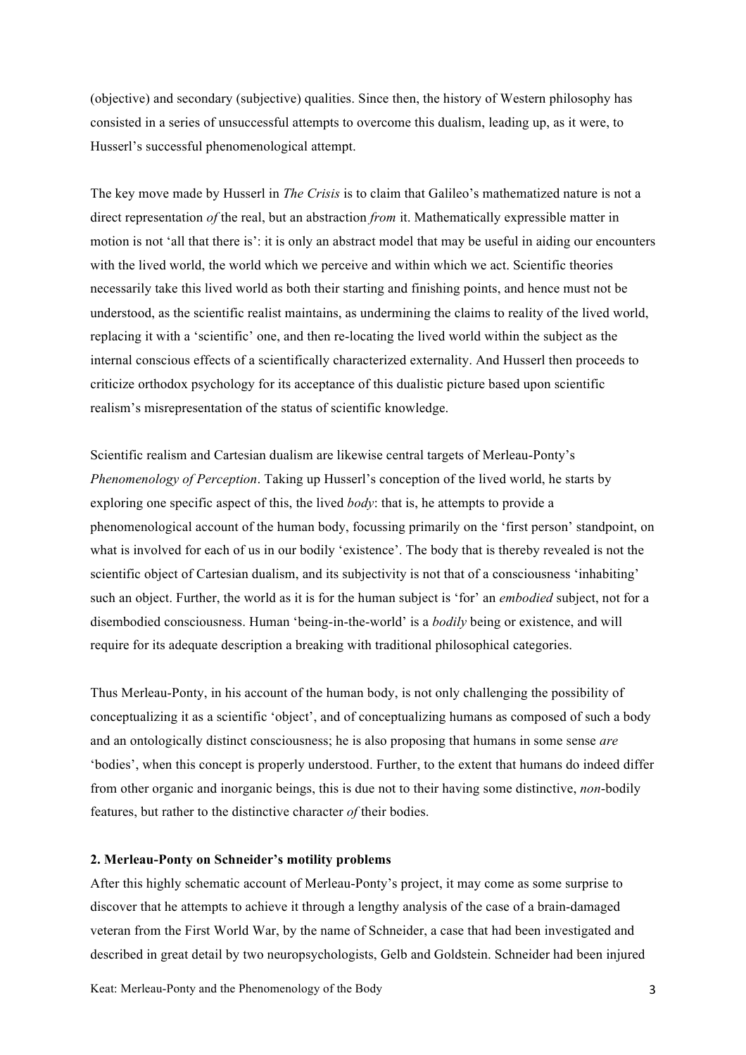(objective) and secondary (subjective) qualities. Since then, the history of Western philosophy has consisted in a series of unsuccessful attempts to overcome this dualism, leading up, as it were, to Husserl's successful phenomenological attempt.

The key move made by Husserl in *The Crisis* is to claim that Galileo's mathematized nature is not a direct representation *of* the real, but an abstraction *from* it. Mathematically expressible matter in motion is not 'all that there is': it is only an abstract model that may be useful in aiding our encounters with the lived world, the world which we perceive and within which we act. Scientific theories necessarily take this lived world as both their starting and finishing points, and hence must not be understood, as the scientific realist maintains, as undermining the claims to reality of the lived world, replacing it with a 'scientific' one, and then re-locating the lived world within the subject as the internal conscious effects of a scientifically characterized externality. And Husserl then proceeds to criticize orthodox psychology for its acceptance of this dualistic picture based upon scientific realism's misrepresentation of the status of scientific knowledge.

Scientific realism and Cartesian dualism are likewise central targets of Merleau-Ponty's *Phenomenology of Perception*. Taking up Husserl's conception of the lived world, he starts by exploring one specific aspect of this, the lived *body*: that is, he attempts to provide a phenomenological account of the human body, focussing primarily on the 'first person' standpoint, on what is involved for each of us in our bodily 'existence'. The body that is thereby revealed is not the scientific object of Cartesian dualism, and its subjectivity is not that of a consciousness 'inhabiting' such an object. Further, the world as it is for the human subject is 'for' an *embodied* subject, not for a disembodied consciousness. Human 'being-in-the-world' is a *bodily* being or existence, and will require for its adequate description a breaking with traditional philosophical categories.

Thus Merleau-Ponty, in his account of the human body, is not only challenging the possibility of conceptualizing it as a scientific 'object', and of conceptualizing humans as composed of such a body and an ontologically distinct consciousness; he is also proposing that humans in some sense *are* 'bodies', when this concept is properly understood. Further, to the extent that humans do indeed differ from other organic and inorganic beings, this is due not to their having some distinctive, *non*-bodily features, but rather to the distinctive character *of* their bodies.

## 2. Merleau-Ponty on Schneider's motility problems

After this highly schematic account of Merleau-Ponty's project, it may come as some surprise to discover that he attempts to achieve it through a lengthy analysis of the case of a brain-damaged veteran from the First World War, by the name of Schneider, a case that had been investigated and described in great detail by two neuropsychologists, Gelb and Goldstein. Schneider had been injured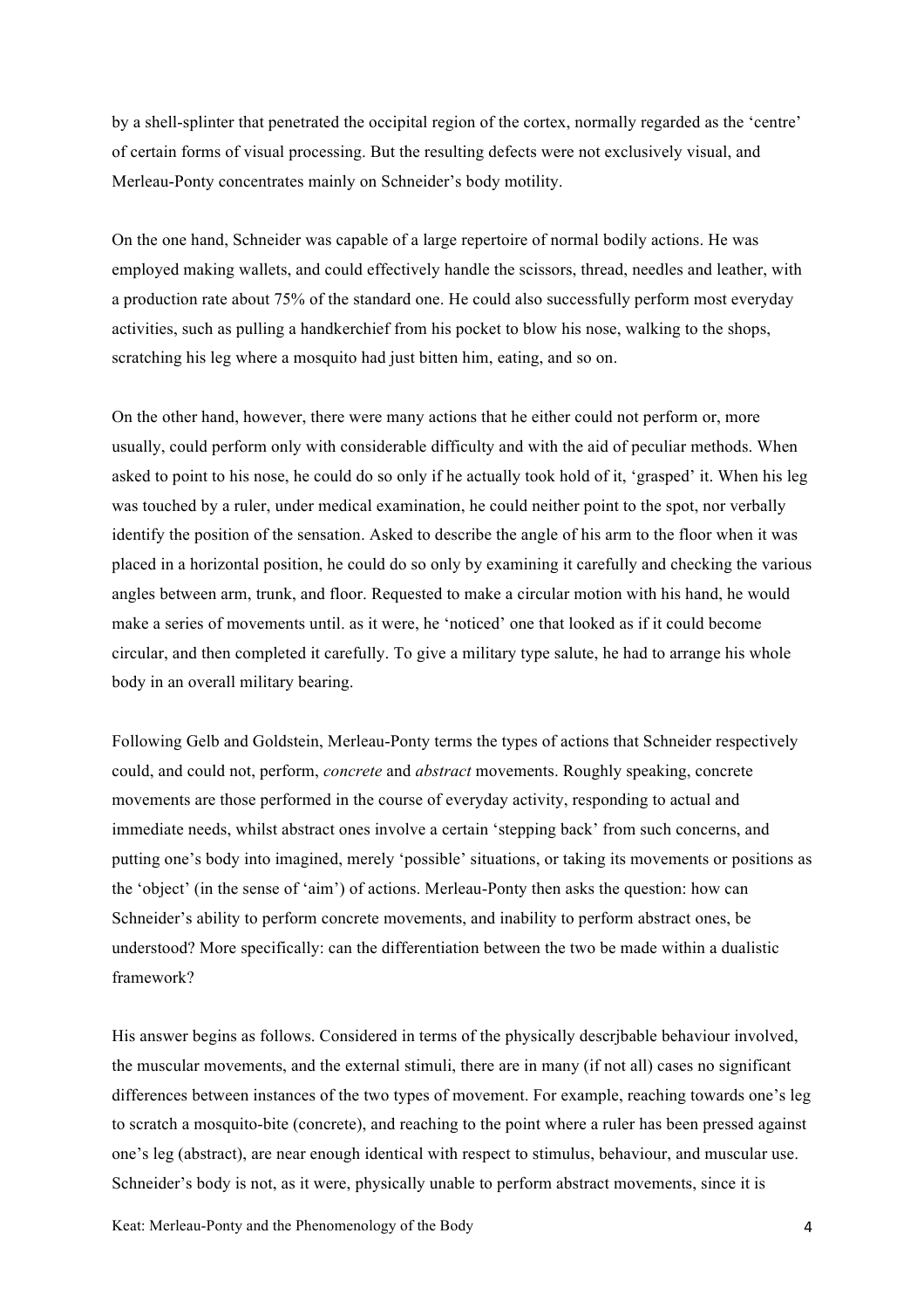by a shell-splinter that penetrated the occipital region of the cortex, normally regarded as the 'centre' of certain forms of visual processing. But the resulting defects were not exclusively visual, and Merleau-Ponty concentrates mainly on Schneider's body motility.

On the one hand, Schneider was capable of a large repertoire of normal bodily actions. He was employed making wallets, and could effectively handle the scissors, thread, needles and leather, with a production rate about 75% of the standard one. He could also successfully perform most everyday activities, such as pulling a handkerchief from his pocket to blow his nose, walking to the shops, scratching his leg where a mosquito had just bitten him, eating, and so on.

On the other hand, however, there were many actions that he either could not perform or, more usually, could perform only with considerable difficulty and with the aid of peculiar methods. When asked to point to his nose, he could do so only if he actually took hold of it, 'grasped' it. When his leg was touched by a ruler, under medical examination, he could neither point to the spot, nor verbally identify the position of the sensation. Asked to describe the angle of his arm to the floor when it was placed in a horizontal position, he could do so only by examining it carefully and checking the various angles between arm, trunk, and floor. Requested to make a circular motion with his hand, he would make a series of movements until. as it were, he 'noticed' one that looked as if it could become circular, and then completed it carefully. To give a military type salute, he had to arrange his whole body in an overall military bearing.

Following Gelb and Goldstein, Merleau-Ponty terms the types of actions that Schneider respectively could, and could not, perform, *concrete* and *abstract* movements. Roughly speaking, concrete movements are those performed in the course of everyday activity, responding to actual and immediate needs, whilst abstract ones involve a certain 'stepping back' from such concerns, and putting one's body into imagined, merely 'possible' situations, or taking its movements or positions as the 'object' (in the sense of 'aim') of actions. Merleau-Ponty then asks the question: how can Schneider's ability to perform concrete movements, and inability to perform abstract ones, be understood? More specifically: can the differentiation between the two be made within a dualistic framework?

His answer begins as follows. Considered in terms of the physically descrjbable behaviour involved, the muscular movements, and the external stimuli, there are in many (if not all) cases no significant differences between instances of the two types of movement. For example, reaching towards one's leg to scratch a mosquito-bite (concrete), and reaching to the point where a ruler has been pressed against one's leg (abstract), are near enough identical with respect to stimulus, behaviour, and muscular use. Schneider's body is not, as it were, physically unable to perform abstract movements, since it is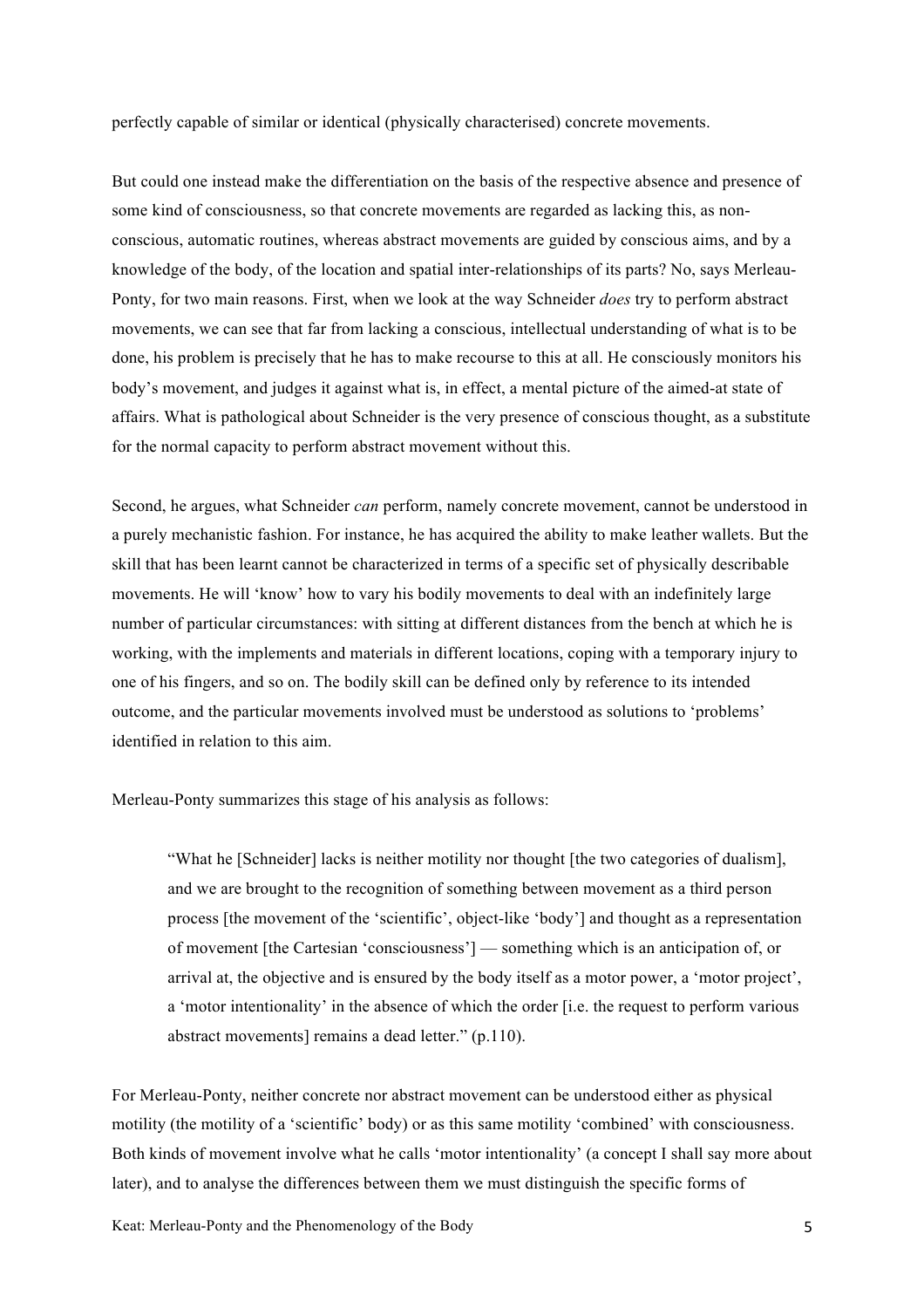perfectly capable of similar or identical (physically characterised) concrete movements.

But could one instead make the differentiation on the basis of the respective absence and presence of some kind of consciousness, so that concrete movements are regarded as lacking this, as non-conscious, automatic routines, whereas abstract movements are guided by conscious aims, and by a knowledge of the body, of the location and spatial inter-relationships of its parts? No, says Merleau-Ponty, for two main reasons. First, when we look at the way Schneider *does* try to perform abstract movements, we can see that far from lacking a conscious, intellectual understanding of what is to be done, his problem is precisely that he has to make recourse to this at all. He consciously monitors his body's movement, and judges it against what is, in effect, a mental picture of the aimed-at state of affairs. What is pathological about Schneider is the very presence of conscious thought, as a substitute for the normal capacity to perform abstract movement without this.

Second, he argues, what Schneider *can* perform, namely concrete movement, cannot be understood in a purely mechanistic fashion. For instance, he has acquired the ability to make leather wallets. But the skill that has been learnt cannot be characterized in terms of a specific set of physically describable movements. He will 'know' how to vary his bodily movements to deal with an indefinitely large number of particular circumstances: with sitting at different distances from the bench at which he is working, with the implements and materials in different locations, coping with a temporary injury to one of his fingers, and so on. The bodily skill can be defined only by reference to its intended outcome, and the particular movements involved must be understood as solutions to 'problems' identified in relation to this aim.

Merleau-Ponty summarizes this stage of his analysis as follows:

> "What he [Schneider] lacks is neither motility nor thought [the two categories of dualism], and we are brought to the recognition of something between movement as a third person process [the movement of the 'scientific', object-like 'body'] and thought as a representation of movement [the Cartesian 'consciousness'] — something which is an anticipation of, or arrival at, the objective and is ensured by the body itself as a motor power, a 'motor project', a 'motor intentionality' in the absence of which the order [i.e. the request to perform various abstract movements] remains a dead letter." (p.110).

For Merleau-Ponty, neither concrete nor abstract movement can be understood either as physical motility (the motility of a 'scientific' body) or as this same motility 'combined' with consciousness. Both kinds of movement involve what he calls 'motor intentionality' (a concept I shall say more about later), and to analyse the differences between them we must distinguish the specific forms of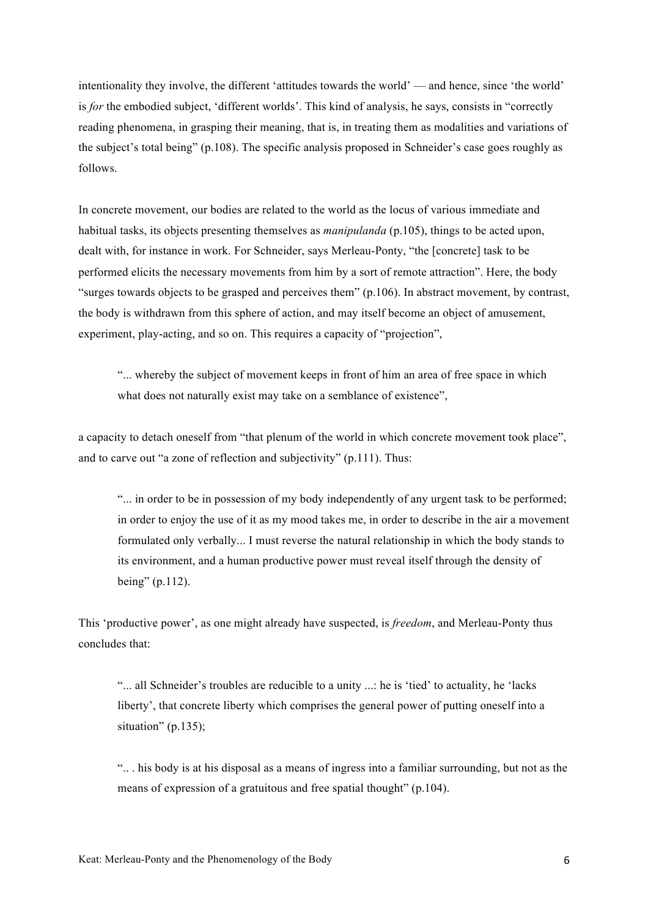intentionality they involve, the different 'attitudes towards the world' — and hence, since 'the world' is *for* the embodied subject, 'different worlds'. This kind of analysis, he says, consists in "correctly reading phenomena, in grasping their meaning, that is, in treating them as modalities and variations of the subject's total being" (p.108). The specific analysis proposed in Schneider's case goes roughly as follows.

In concrete movement, our bodies are related to the world as the locus of various immediate and habitual tasks, its objects presenting themselves as *manipulanda* (p.105), things to be acted upon, dealt with, for instance in work. For Schneider, says Merleau-Ponty, "the [concrete] task to be performed elicits the necessary movements from him by a sort of remote attraction". Here, the body "surges towards objects to be grasped and perceives them" (p.106). In abstract movement, by contrast, the body is withdrawn from this sphere of action, and may itself become an object of amusement, experiment, play-acting, and so on. This requires a capacity of "projection",

> "... whereby the subject of movement keeps in front of him an area of free space in which what does not naturally exist may take on a semblance of existence",

a capacity to detach oneself from "that plenum of the world in which concrete movement took place", and to carve out "a zone of reflection and subjectivity" (p.111). Thus:

> "... in order to be in possession of my body independently of any urgent task to be performed; in order to enjoy the use of it as my mood takes me, in order to describe in the air a movement formulated only verbally... I must reverse the natural relationship in which the body stands to its environment, and a human productive power must reveal itself through the density of being" (p.112).

This 'productive power', as one might already have suspected, is *freedom*, and Merleau-Ponty thus concludes that:

> "... all Schneider's troubles are reducible to a unity ...: he is 'tied' to actuality, he 'lacks liberty', that concrete liberty which comprises the general power of putting oneself into a situation" (p.135);

> ".. . his body is at his disposal as a means of ingress into a familiar surrounding, but not as the means of expression of a gratuitous and free spatial thought" (p.104).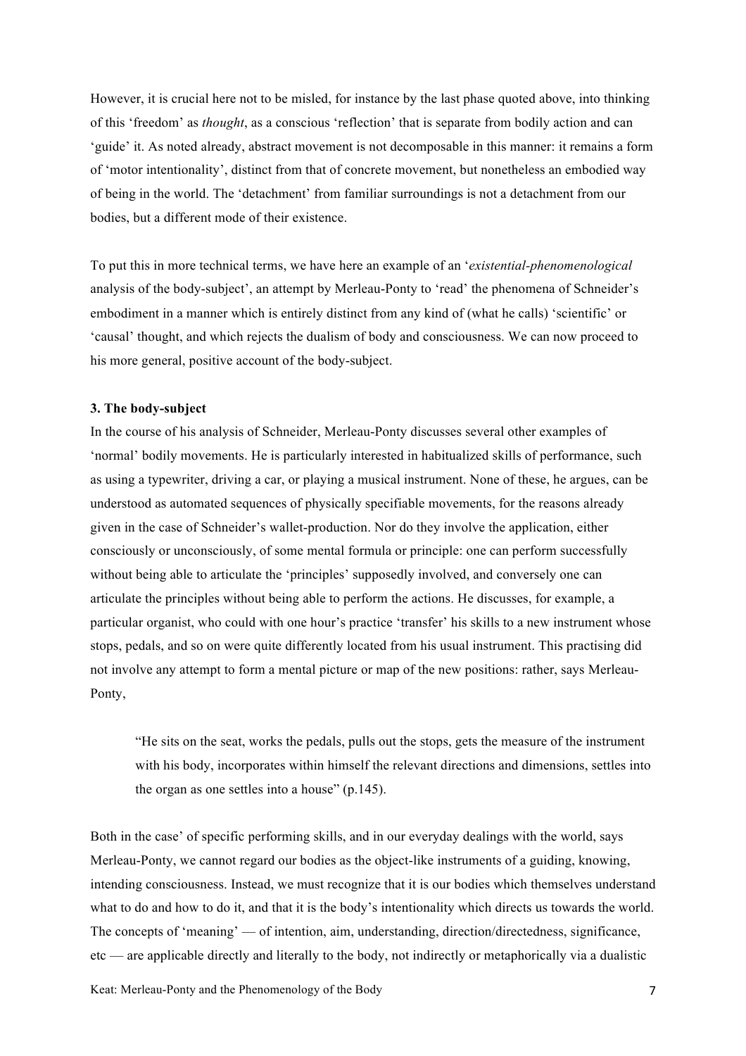However, it is crucial here not to be misled, for instance by the last phase quoted above, into thinking of this 'freedom' as *thought*, as a conscious 'reflection' that is separate from bodily action and can 'guide' it. As noted already, abstract movement is not decomposable in this manner: it remains a form of 'motor intentionality', distinct from that of concrete movement, but nonetheless an embodied way of being in the world. The 'detachment' from familiar surroundings is not a detachment from our bodies, but a different mode of their existence.

To put this in more technical terms, we have here an example of an '*existential-phenomenological* analysis of the body-subject', an attempt by Merleau-Ponty to 'read' the phenomena of Schneider's embodiment in a manner which is entirely distinct from any kind of (what he calls) 'scientific' or 'causal' thought, and which rejects the dualism of body and consciousness. We can now proceed to his more general, positive account of the body-subject.

### 3. The body-subject

In the course of his analysis of Schneider, Merleau-Ponty discusses several other examples of 'normal' bodily movements. He is particularly interested in habitualized skills of performance, such as using a typewriter, driving a car, or playing a musical instrument. None of these, he argues, can be understood as automated sequences of physically specifiable movements, for the reasons already given in the case of Schneider's wallet-production. Nor do they involve the application, either consciously or unconsciously, of some mental formula or principle: one can perform successfully without being able to articulate the 'principles' supposedly involved, and conversely one can articulate the principles without being able to perform the actions. He discusses, for example, a particular organist, who could with one hour's practice 'transfer' his skills to a new instrument whose stops, pedals, and so on were quite differently located from his usual instrument. This practising did not involve any attempt to form a mental picture or map of the new positions: rather, says Merleau-Ponty,

> "He sits on the seat, works the pedals, pulls out the stops, gets the measure of the instrument with his body, incorporates within himself the relevant directions and dimensions, settles into the organ as one settles into a house" (p.145).

Both in the case' of specific performing skills, and in our everyday dealings with the world, says Merleau-Ponty, we cannot regard our bodies as the object-like instruments of a guiding, knowing, intending consciousness. Instead, we must recognize that it is our bodies which themselves understand what to do and how to do it, and that it is the body's intentionality which directs us towards the world. The concepts of 'meaning' — of intention, aim, understanding, direction/directedness, significance, etc — are applicable directly and literally to the body, not indirectly or metaphorically via a dualistic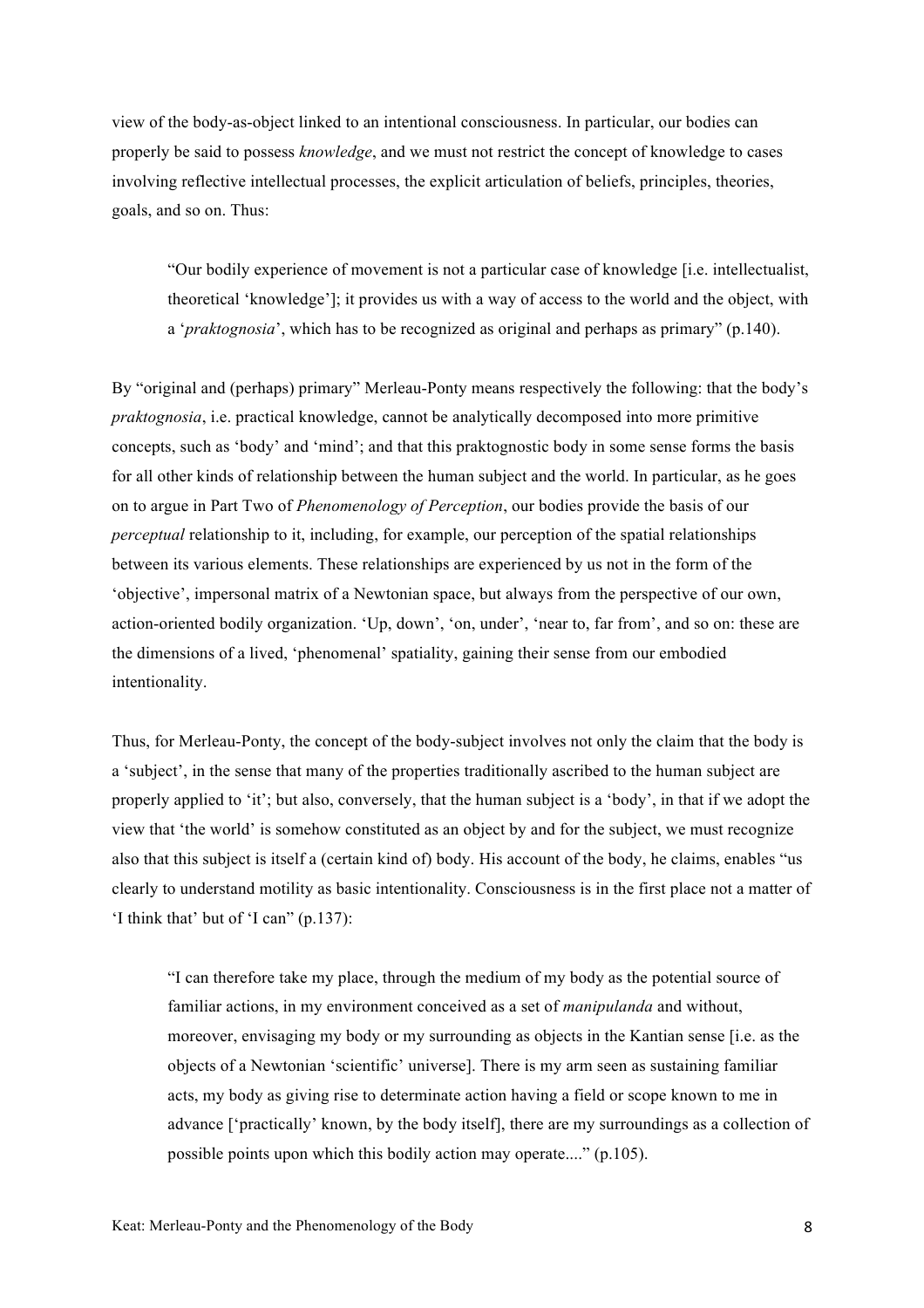view of the body-as-object linked to an intentional consciousness. In particular, our bodies can properly be said to possess *knowledge*, and we must not restrict the concept of knowledge to cases involving reflective intellectual processes, the explicit articulation of beliefs, principles, theories, goals, and so on. Thus:

> "Our bodily experience of movement is not a particular case of knowledge [i.e. intellectualist, theoretical 'knowledge']; it provides us with a way of access to the world and the object, with a '*praktognosia*', which has to be recognized as original and perhaps as primary" (p.140).

By "original and (perhaps) primary" Merleau-Ponty means respectively the following: that the body's *praktognosia*, i.e. practical knowledge, cannot be analytically decomposed into more primitive concepts, such as 'body' and 'mind'; and that this praktognostic body in some sense forms the basis for all other kinds of relationship between the human subject and the world. In particular, as he goes on to argue in Part Two of *Phenomenology of Perception*, our bodies provide the basis of our *perceptual* relationship to it, including, for example, our perception of the spatial relationships between its various elements. These relationships are experienced by us not in the form of the 'objective', impersonal matrix of a Newtonian space, but always from the perspective of our own, action-oriented bodily organization. 'Up, down', 'on, under', 'near to, far from', and so on: these are the dimensions of a lived, 'phenomenal' spatiality, gaining their sense from our embodied intentionality.

Thus, for Merleau-Ponty, the concept of the body-subject involves not only the claim that the body is a 'subject', in the sense that many of the properties traditionally ascribed to the human subject are properly applied to 'it'; but also, conversely, that the human subject is a 'body', in that if we adopt the view that 'the world' is somehow constituted as an object by and for the subject, we must recognize also that this subject is itself a (certain kind of) body. His account of the body, he claims, enables "us clearly to understand motility as basic intentionality. Consciousness is in the first place not a matter of 'I think that' but of 'I can'" (p.137):

> "I can therefore take my place, through the medium of my body as the potential source of familiar actions, in my environment conceived as a set of *manipulanda* and without, moreover, envisaging my body or my surrounding as objects in the Kantian sense [i.e. as the objects of a Newtonian 'scientific' universe]. There is my arm seen as sustaining familiar acts, my body as giving rise to determinate action having a field or scope known to me in advance ['practically' known, by the body itself], there are my surroundings as a collection of possible points upon which this bodily action may operate...." (p.105).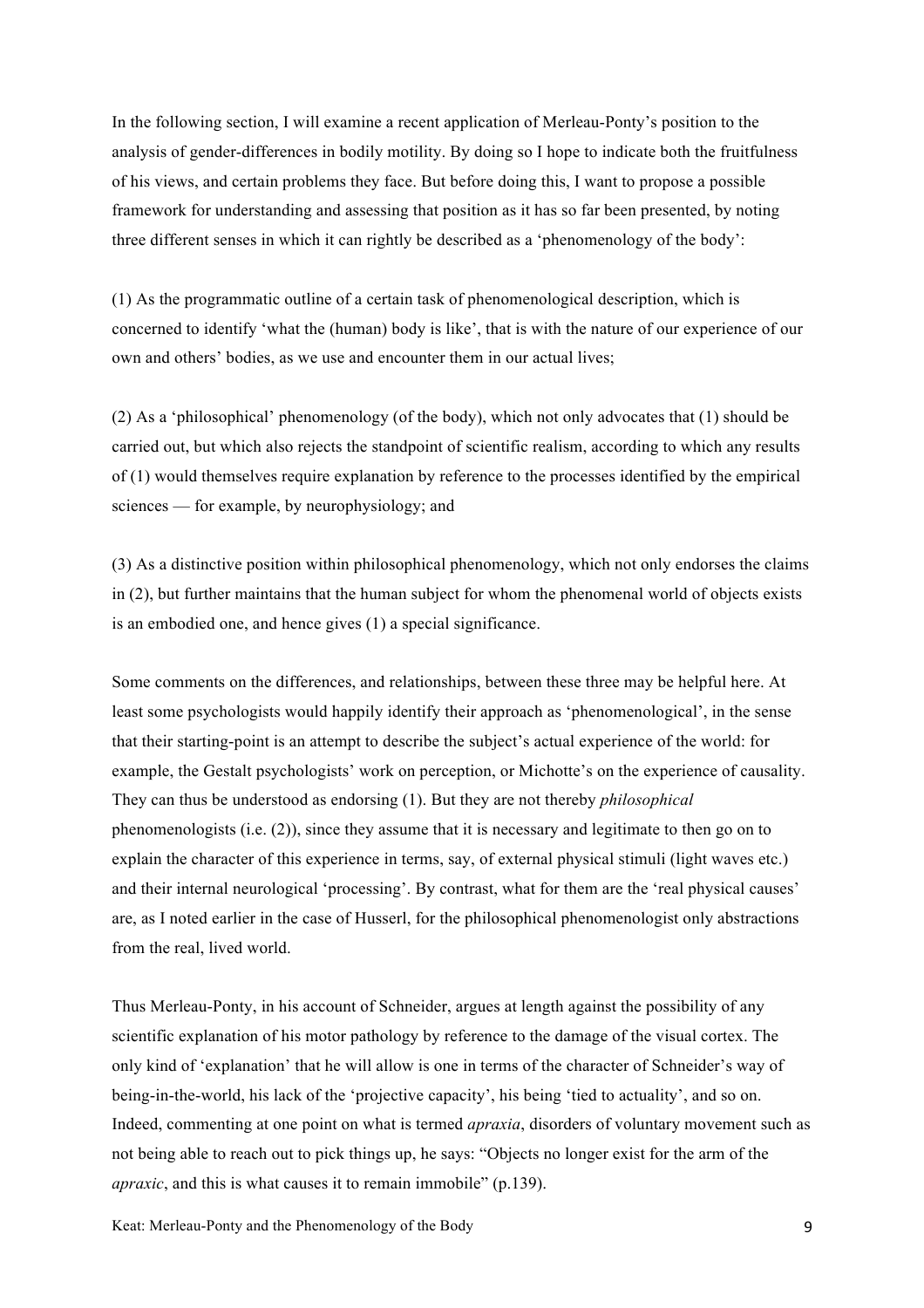In the following section, I will examine a recent application of Merleau-Ponty's position to the analysis of gender-differences in bodily motility. By doing so I hope to indicate both the fruitfulness of his views, and certain problems they face. But before doing this, I want to propose a possible framework for understanding and assessing that position as it has so far been presented, by noting three different senses in which it can rightly be described as a 'phenomenology of the body':

(1) As the programmatic outline of a certain task of phenomenological description, which is concerned to identify 'what the (human) body is like', that is with the nature of our experience of our own and others' bodies, as we use and encounter them in our actual lives;

(2) As a 'philosophical' phenomenology (of the body), which not only advocates that (1) should be carried out, but which also rejects the standpoint of scientific realism, according to which any results of (1) would themselves require explanation by reference to the processes identified by the empirical sciences — for example, by neurophysiology; and

(3) As a distinctive position within philosophical phenomenology, which not only endorses the claims in (2), but further maintains that the human subject for whom the phenomenal world of objects exists is an embodied one, and hence gives (1) a special significance.

Some comments on the differences, and relationships, between these three may be helpful here. At least some psychologists would happily identify their approach as 'phenomenological', in the sense that their starting-point is an attempt to describe the subject's actual experience of the world: for example, the Gestalt psychologists' work on perception, or Michotte's on the experience of causality. They can thus be understood as endorsing (1). But they are not thereby *philosophical* phenomenologists (i.e. (2)), since they assume that it is necessary and legitimate to then go on to explain the character of this experience in terms, say, of external physical stimuli (light waves etc.) and their internal neurological 'processing'. By contrast, what for them are the 'real physical causes' are, as I noted earlier in the case of Husserl, for the philosophical phenomenologist only abstractions from the real, lived world.

Thus Merleau-Ponty, in his account of Schneider, argues at length against the possibility of any scientific explanation of his motor pathology by reference to the damage of the visual cortex. The only kind of 'explanation' that he will allow is one in terms of the character of Schneider's way of being-in-the-world, his lack of the 'projective capacity', his being 'tied to actuality', and so on. Indeed, commenting at one point on what is termed *apraxia*, disorders of voluntary movement such as not being able to reach out to pick things up, he says: "Objects no longer exist for the arm of the *apraxic*, and this is what causes it to remain immobile" (p.139).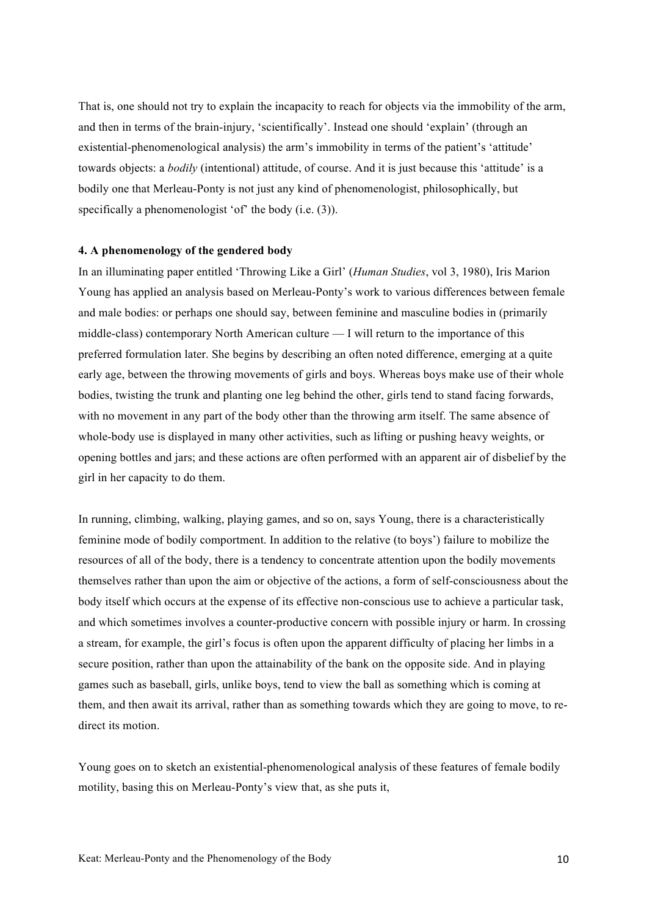That is, one should not try to explain the incapacity to reach for objects via the immobility of the arm, and then in terms of the brain-injury, 'scientifically'. Instead one should 'explain' (through an existential-phenomenological analysis) the arm's immobility in terms of the patient's 'attitude' towards objects: a *bodily* (intentional) attitude, of course. And it is just because this 'attitude' is a bodily one that Merleau-Ponty is not just any kind of phenomenologist, philosophically, but specifically a phenomenologist 'of' the body (i.e. (3)).

**4. A phenomenology of the gendered body**

In an illuminating paper entitled 'Throwing Like a Girl' (*Human Studies*, vol 3, 1980), Iris Marion Young has applied an analysis based on Merleau-Ponty's work to various differences between female and male bodies: or perhaps one should say, between feminine and masculine bodies in (primarily middle-class) contemporary North American culture — I will return to the importance of this preferred formulation later. She begins by describing an often noted difference, emerging at a quite early age, between the throwing movements of girls and boys. Whereas boys make use of their whole bodies, twisting the trunk and planting one leg behind the other, girls tend to stand facing forwards, with no movement in any part of the body other than the throwing arm itself. The same absence of whole-body use is displayed in many other activities, such as lifting or pushing heavy weights, or opening bottles and jars; and these actions are often performed with an apparent air of disbelief by the girl in her capacity to do them.

In running, climbing, walking, playing games, and so on, says Young, there is a characteristically feminine mode of bodily comportment. In addition to the relative (to boys') failure to mobilize the resources of all of the body, there is a tendency to concentrate attention upon the bodily movements themselves rather than upon the aim or objective of the actions, a form of self-consciousness about the body itself which occurs at the expense of its effective non-conscious use to achieve a particular task, and which sometimes involves a counter-productive concern with possible injury or harm. In crossing a stream, for example, the girl's focus is often upon the apparent difficulty of placing her limbs in a secure position, rather than upon the attainability of the bank on the opposite side. And in playing games such as baseball, girls, unlike boys, tend to view the ball as something which is coming at them, and then await its arrival, rather than as something towards which they are going to move, to re-direct its motion.

Young goes on to sketch an existential-phenomenological analysis of these features of female bodily motility, basing this on Merleau-Ponty's view that, as she puts it,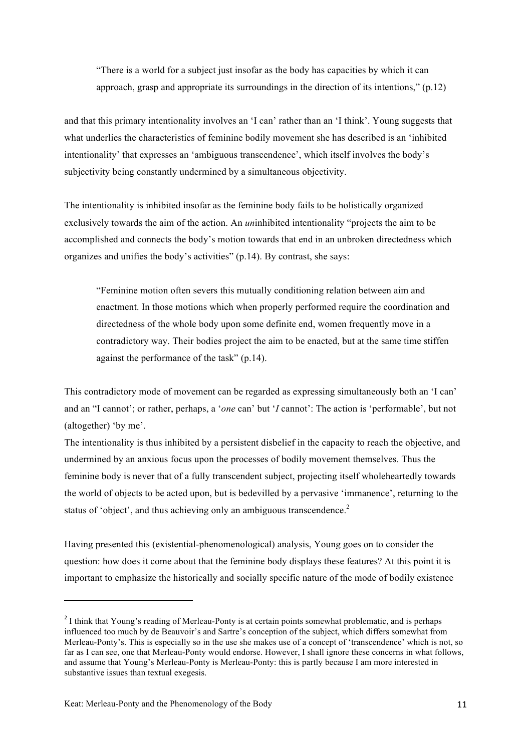> "There is a world for a subject just insofar as the body has capacities by which it can approach, grasp and appropriate its surroundings in the direction of its intentions," (p.12)

and that this primary intentionality involves an 'I can' rather than an 'I think'. Young suggests that what underlies the characteristics of feminine bodily movement she has described is an 'inhibited intentionality' that expresses an 'ambiguous transcendence', which itself involves the body's subjectivity being constantly undermined by a simultaneous objectivity.

The intentionality is inhibited insofar as the feminine body fails to be holistically organized exclusively towards the aim of the action. An *un*inhibited intentionality "projects the aim to be accomplished and connects the body's motion towards that end in an unbroken directedness which organizes and unifies the body's activities" (p.14). By contrast, she says:

> "Feminine motion often severs this mutually conditioning relation between aim and enactment. In those motions which when properly performed require the coordination and directedness of the whole body upon some definite end, women frequently move in a contradictory way. Their bodies project the aim to be enacted, but at the same time stiffen against the performance of the task" (p.14).

This contradictory mode of movement can be regarded as expressing simultaneously both an 'I can' and an "I cannot'; or rather, perhaps, a '*one* can' but '*I* cannot': The action is 'performable', but not (altogether) 'by me'.

The intentionality is thus inhibited by a persistent disbelief in the capacity to reach the objective, and undermined by an anxious focus upon the processes of bodily movement themselves. Thus the feminine body is never that of a fully transcendent subject, projecting itself wholeheartedly towards the world of objects to be acted upon, but is bedevilled by a pervasive 'immanence', returning to the status of 'object', and thus achieving only an ambiguous transcendence.[2]

Having presented this (existential-phenomenological) analysis, Young goes on to consider the question: how does it come about that the feminine body displays these features? At this point it is important to emphasize the historically and socially specific nature of the mode of bodily existence

---

[2] I think that Young's reading of Merleau-Ponty is at certain points somewhat problematic, and is perhaps influenced too much by de Beauvoir's and Sartre's conception of the subject, which differs somewhat from Merleau-Ponty's. This is especially so in the use she makes use of a concept of 'transcendence' which is not, so far as I can see, one that Merleau-Ponty would endorse. However, I shall ignore these concerns in what follows, and assume that Young's Merleau-Ponty is Merleau-Ponty: this is partly because I am more interested in substantive issues than textual exegesis.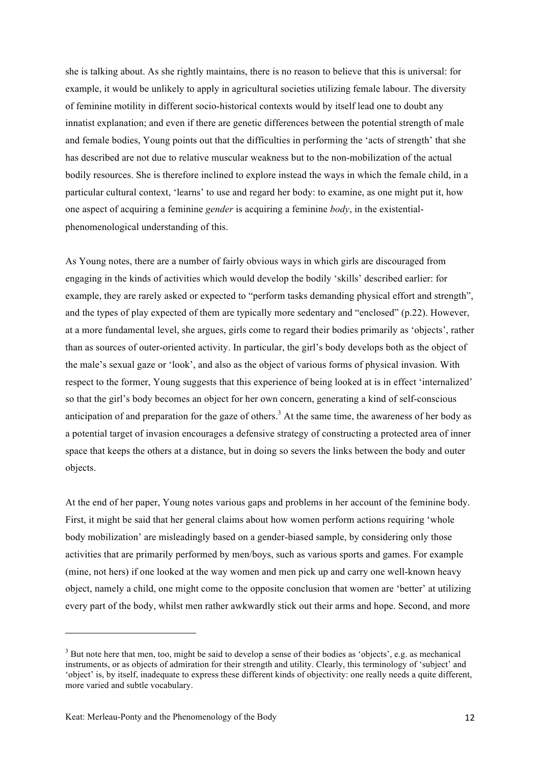she is talking about. As she rightly maintains, there is no reason to believe that this is universal: for example, it would be unlikely to apply in agricultural societies utilizing female labour. The diversity of feminine motility in different socio-historical contexts would by itself lead one to doubt any innatist explanation; and even if there are genetic differences between the potential strength of male and female bodies, Young points out that the difficulties in performing the 'acts of strength' that she has described are not due to relative muscular weakness but to the non-mobilization of the actual bodily resources. She is therefore inclined to explore instead the ways in which the female child, in a particular cultural context, 'learns' to use and regard her body: to examine, as one might put it, how one aspect of acquiring a feminine *gender* is acquiring a feminine *body*, in the existential-phenomenological understanding of this.

As Young notes, there are a number of fairly obvious ways in which girls are discouraged from engaging in the kinds of activities which would develop the bodily 'skills' described earlier: for example, they are rarely asked or expected to "perform tasks demanding physical effort and strength", and the types of play expected of them are typically more sedentary and "enclosed" (p.22). However, at a more fundamental level, she argues, girls come to regard their bodies primarily as 'objects', rather than as sources of outer-oriented activity. In particular, the girl's body develops both as the object of the male's sexual gaze or 'look', and also as the object of various forms of physical invasion. With respect to the former, Young suggests that this experience of being looked at is in effect 'internalized' so that the girl's body becomes an object for her own concern, generating a kind of self-conscious anticipation of and preparation for the gaze of others.[3] At the same time, the awareness of her body as a potential target of invasion encourages a defensive strategy of constructing a protected area of inner space that keeps the others at a distance, but in doing so severs the links between the body and outer objects.

At the end of her paper, Young notes various gaps and problems in her account of the feminine body. First, it might be said that her general claims about how women perform actions requiring 'whole body mobilization' are misleadingly based on a gender-biased sample, by considering only those activities that are primarily performed by men/boys, such as various sports and games. For example (mine, not hers) if one looked at the way women and men pick up and carry one well-known heavy object, namely a child, one might come to the opposite conclusion that women are 'better' at utilizing every part of the body, whilst men rather awkwardly stick out their arms and hope. Second, and more

[3] But note here that men, too, might be said to develop a sense of their bodies as 'objects', e.g. as mechanical instruments, or as objects of admiration for their strength and utility. Clearly, this terminology of 'subject' and 'object' is, by itself, inadequate to express these different kinds of objectivity: one really needs a quite different, more varied and subtle vocabulary.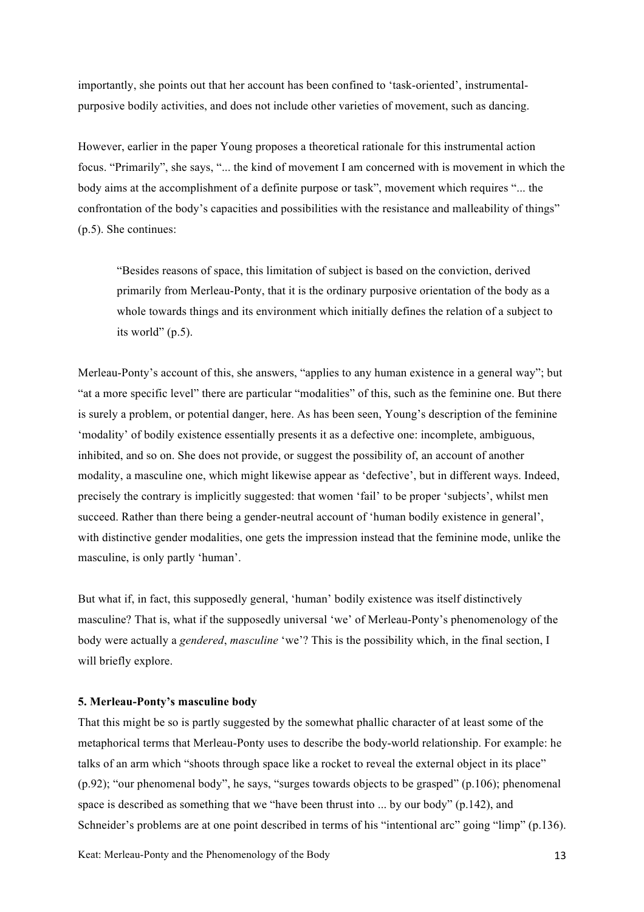importantly, she points out that her account has been confined to 'task-oriented', instrumental-purposive bodily activities, and does not include other varieties of movement, such as dancing.

However, earlier in the paper Young proposes a theoretical rationale for this instrumental action focus. "Primarily", she says, "... the kind of movement I am concerned with is movement in which the body aims at the accomplishment of a definite purpose or task", movement which requires "... the confrontation of the body's capacities and possibilities with the resistance and malleability of things" (p.5). She continues:

> "Besides reasons of space, this limitation of subject is based on the conviction, derived primarily from Merleau-Ponty, that it is the ordinary purposive orientation of the body as a whole towards things and its environment which initially defines the relation of a subject to its world" (p.5).

Merleau-Ponty's account of this, she answers, "applies to any human existence in a general way"; but "at a more specific level" there are particular "modalities" of this, such as the feminine one. But there is surely a problem, or potential danger, here. As has been seen, Young's description of the feminine 'modality' of bodily existence essentially presents it as a defective one: incomplete, ambiguous, inhibited, and so on. She does not provide, or suggest the possibility of, an account of another modality, a masculine one, which might likewise appear as 'defective', but in different ways. Indeed, precisely the contrary is implicitly suggested: that women 'fail' to be proper 'subjects', whilst men succeed. Rather than there being a gender-neutral account of 'human bodily existence in general', with distinctive gender modalities, one gets the impression instead that the feminine mode, unlike the masculine, is only partly 'human'.

But what if, in fact, this supposedly general, 'human' bodily existence was itself distinctively masculine? That is, what if the supposedly universal 'we' of Merleau-Ponty's phenomenology of the body were actually a *gendered*, *masculine* 'we'? This is the possibility which, in the final section, I will briefly explore.

## 5. Merleau-Ponty's masculine body

That this might be so is partly suggested by the somewhat phallic character of at least some of the metaphorical terms that Merleau-Ponty uses to describe the body-world relationship. For example: he talks of an arm which "shoots through space like a rocket to reveal the external object in its place" (p.92); "our phenomenal body", he says, "surges towards objects to be grasped" (p.106); phenomenal space is described as something that we "have been thrust into ... by our body" (p.142), and Schneider's problems are at one point described in terms of his "intentional arc" going "limp" (p.136).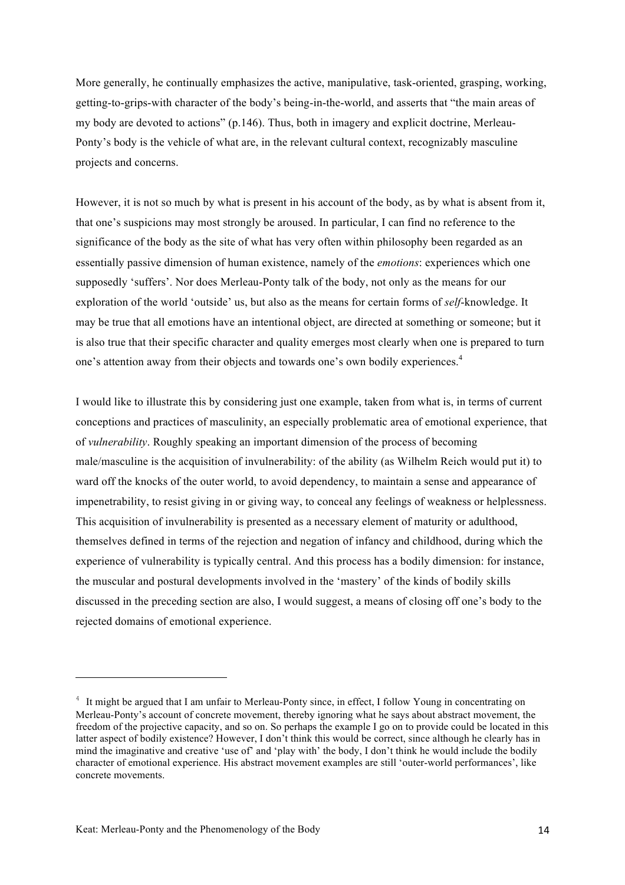More generally, he continually emphasizes the active, manipulative, task-oriented, grasping, working, getting-to-grips-with character of the body's being-in-the-world, and asserts that "the main areas of my body are devoted to actions" (p.146). Thus, both in imagery and explicit doctrine, Merleau-Ponty's body is the vehicle of what are, in the relevant cultural context, recognizably masculine projects and concerns.

However, it is not so much by what is present in his account of the body, as by what is absent from it, that one's suspicions may most strongly be aroused. In particular, I can find no reference to the significance of the body as the site of what has very often within philosophy been regarded as an essentially passive dimension of human existence, namely of the *emotions*: experiences which one supposedly 'suffers'. Nor does Merleau-Ponty talk of the body, not only as the means for our exploration of the world 'outside' us, but also as the means for certain forms of *self*-knowledge. It may be true that all emotions have an intentional object, are directed at something or someone; but it is also true that their specific character and quality emerges most clearly when one is prepared to turn one's attention away from their objects and towards one's own bodily experiences.[4]

I would like to illustrate this by considering just one example, taken from what is, in terms of current conceptions and practices of masculinity, an especially problematic area of emotional experience, that of *vulnerability*. Roughly speaking an important dimension of the process of becoming male/masculine is the acquisition of invulnerability: of the ability (as Wilhelm Reich would put it) to ward off the knocks of the outer world, to avoid dependency, to maintain a sense and appearance of impenetrability, to resist giving in or giving way, to conceal any feelings of weakness or helplessness. This acquisition of invulnerability is presented as a necessary element of maturity or adulthood, themselves defined in terms of the rejection and negation of infancy and childhood, during which the experience of vulnerability is typically central. And this process has a bodily dimension: for instance, the muscular and postural developments involved in the 'mastery' of the kinds of bodily skills discussed in the preceding section are also, I would suggest, a means of closing off one's body to the rejected domains of emotional experience.

---

[4] It might be argued that I am unfair to Merleau-Ponty since, in effect, I follow Young in concentrating on Merleau-Ponty's account of concrete movement, thereby ignoring what he says about abstract movement, the freedom of the projective capacity, and so on. So perhaps the example I go on to provide could be located in this latter aspect of bodily existence? However, I don't think this would be correct, since although he clearly has in mind the imaginative and creative 'use of' and 'play with' the body, I don't think he would include the bodily character of emotional experience. His abstract movement examples are still 'outer-world performances', like concrete movements.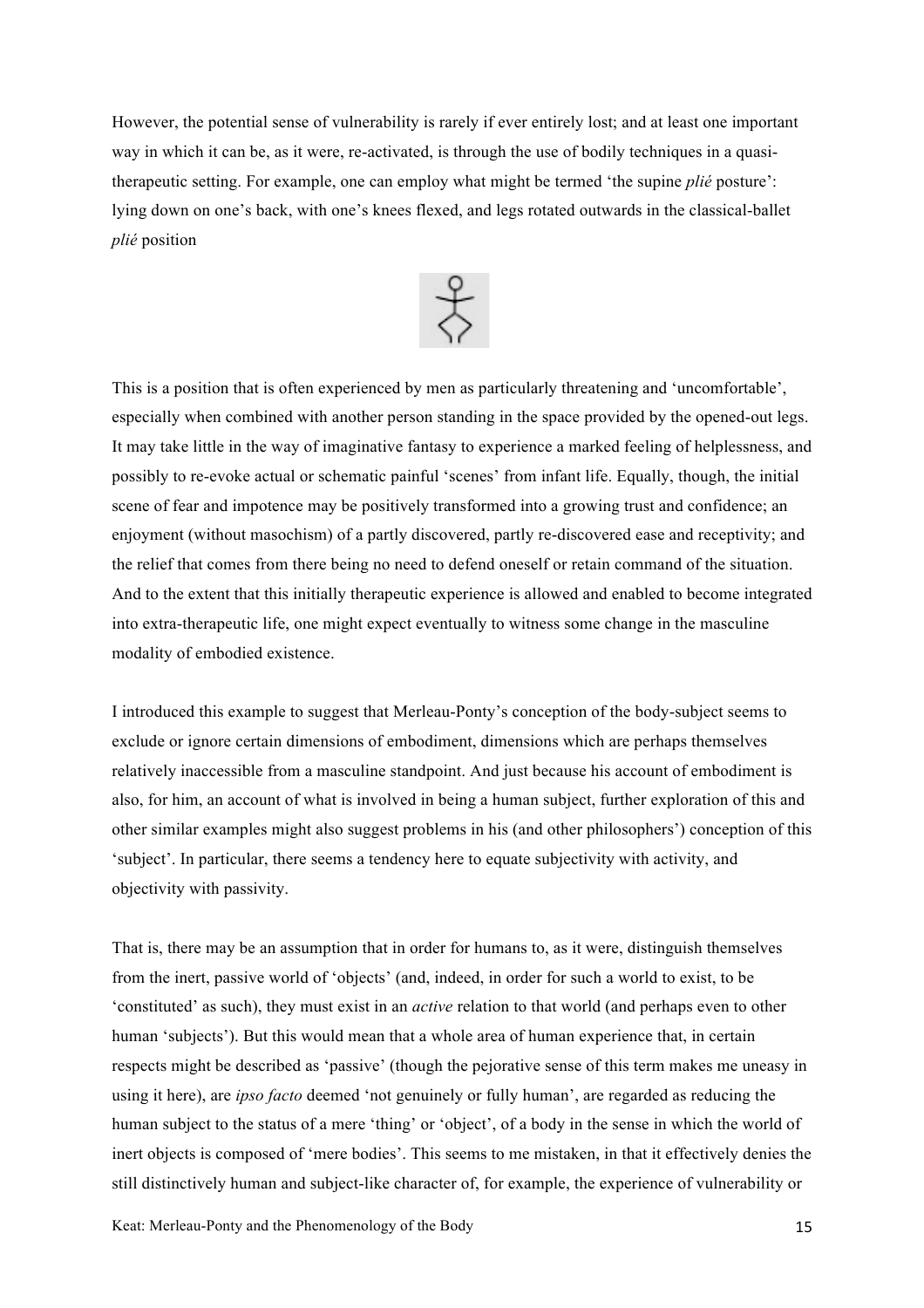However, the potential sense of vulnerability is rarely if ever entirely lost; and at least one important way in which it can be, as it were, re-activated, is through the use of bodily techniques in a quasi-therapeutic setting. For example, one can employ what might be termed 'the supine *plié* posture': lying down on one's back, with one's knees flexed, and legs rotated outwards in the classical-ballet *plié* position

This is a position that is often experienced by men as particularly threatening and 'uncomfortable', especially when combined with another person standing in the space provided by the opened-out legs. It may take little in the way of imaginative fantasy to experience a marked feeling of helplessness, and possibly to re-evoke actual or schematic painful 'scenes' from infant life. Equally, though, the initial scene of fear and impotence may be positively transformed into a growing trust and confidence; an enjoyment (without masochism) of a partly discovered, partly re-discovered ease and receptivity; and the relief that comes from there being no need to defend oneself or retain command of the situation. And to the extent that this initially therapeutic experience is allowed and enabled to become integrated into extra-therapeutic life, one might expect eventually to witness some change in the masculine modality of embodied existence.

I introduced this example to suggest that Merleau-Ponty's conception of the body-subject seems to exclude or ignore certain dimensions of embodiment, dimensions which are perhaps themselves relatively inaccessible from a masculine standpoint. And just because his account of embodiment is also, for him, an account of what is involved in being a human subject, further exploration of this and other similar examples might also suggest problems in his (and other philosophers') conception of this 'subject'. In particular, there seems a tendency here to equate subjectivity with activity, and objectivity with passivity.

That is, there may be an assumption that in order for humans to, as it were, distinguish themselves from the inert, passive world of 'objects' (and, indeed, in order for such a world to exist, to be 'constituted' as such), they must exist in an *active* relation to that world (and perhaps even to other human 'subjects'). But this would mean that a whole area of human experience that, in certain respects might be described as 'passive' (though the pejorative sense of this term makes me uneasy in using it here), are *ipso facto* deemed 'not genuinely or fully human', are regarded as reducing the human subject to the status of a mere 'thing' or 'object', of a body in the sense in which the world of inert objects is composed of 'mere bodies'. This seems to me mistaken, in that it effectively denies the still distinctively human and subject-like character of, for example, the experience of vulnerability or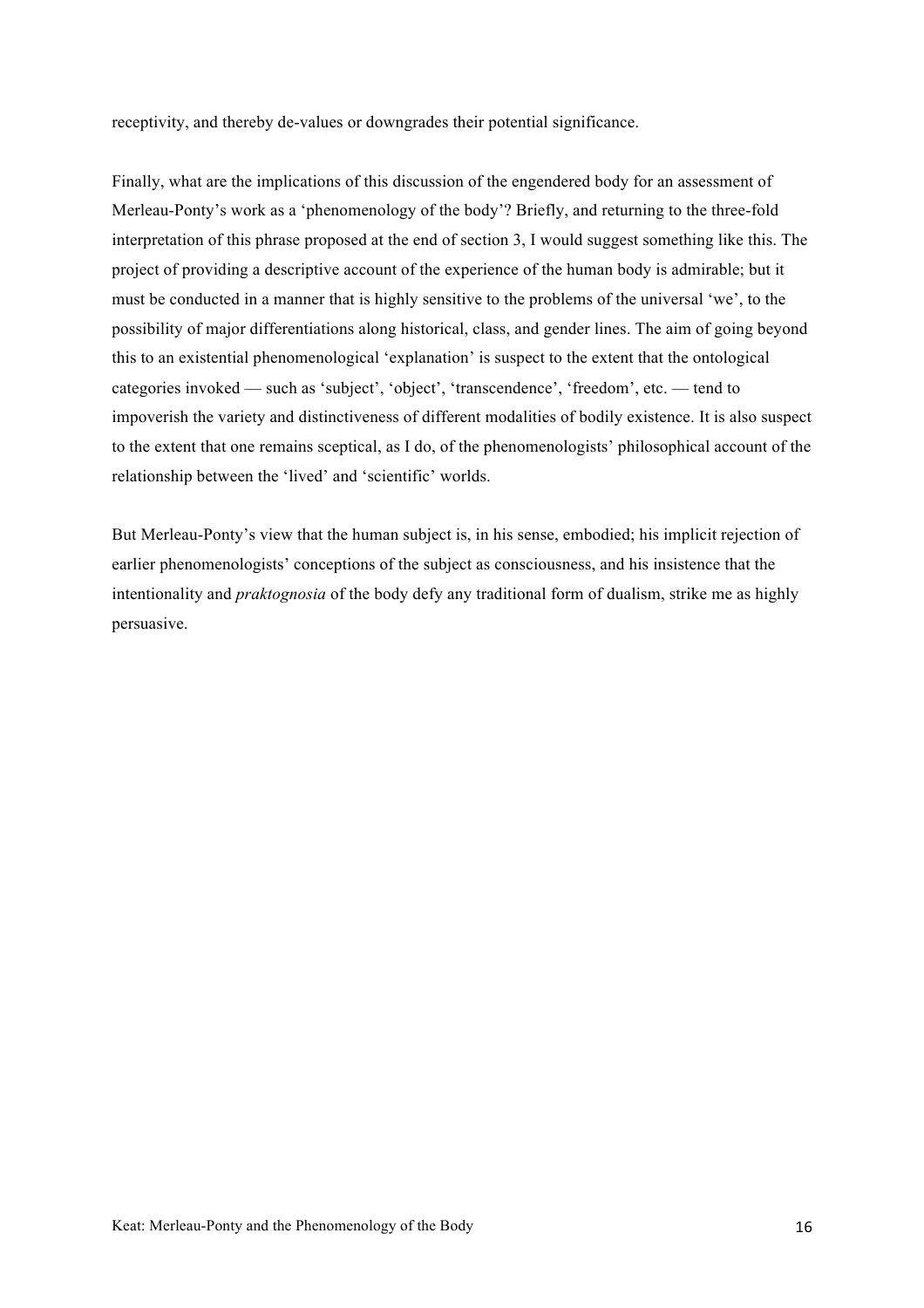receptivity, and thereby de-values or downgrades their potential significance.

Finally, what are the implications of this discussion of the engendered body for an assessment of Merleau-Ponty's work as a 'phenomenology of the body'? Briefly, and returning to the three-fold interpretation of this phrase proposed at the end of section 3, I would suggest something like this. The project of providing a descriptive account of the experience of the human body is admirable; but it must be conducted in a manner that is highly sensitive to the problems of the universal 'we', to the possibility of major differentiations along historical, class, and gender lines. The aim of going beyond this to an existential phenomenological 'explanation' is suspect to the extent that the ontological categories invoked — such as 'subject', 'object', 'transcendence', 'freedom', etc. — tend to impoverish the variety and distinctiveness of different modalities of bodily existence. It is also suspect to the extent that one remains sceptical, as I do, of the phenomenologists' philosophical account of the relationship between the 'lived' and 'scientific' worlds.

But Merleau-Ponty's view that the human subject is, in his sense, embodied; his implicit rejection of earlier phenomenologists' conceptions of the subject as consciousness, and his insistence that the intentionality and *praktognosia* of the body defy any traditional form of dualism, strike me as highly persuasive.